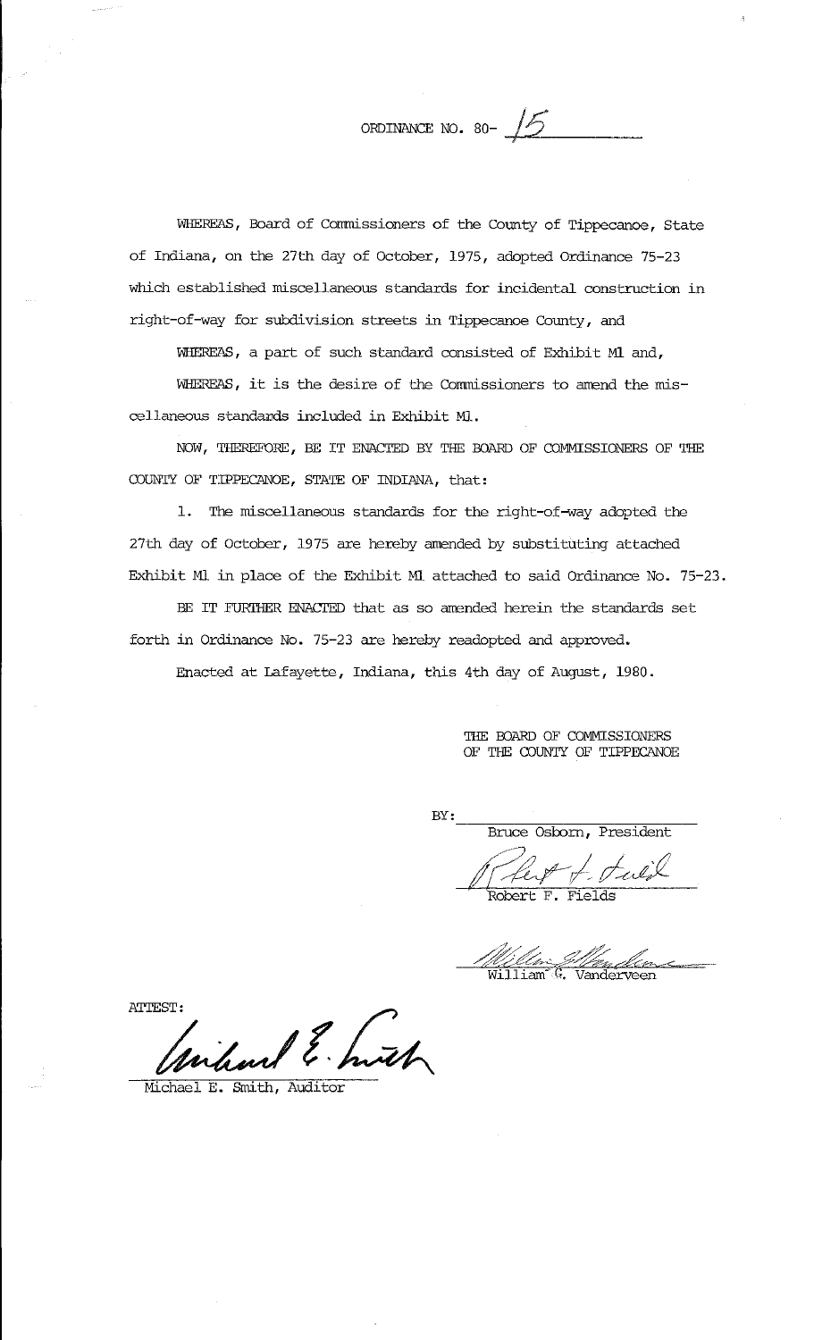ORDINANCE NO. 80- 15

WHEREAS, Board of Commissioners of the County of Tippecanoe, State of Indiana, on the 27th day of October, 1975, adopted Ordinance 75-23 which established miscellaneous standards for incidental construction in right-of-way for subdivision streets in Tippecanoe County, and

WHEREAS, a part of such standard consisted of Exhibit M1 and,

WHEREAS, it is the desire of the Commissioners to amend the miscellaneous standards included in Exhibit M1.

NOW, THEREFORE, BE IT ENACTED BY THE BOARD OF COMMISSIONERS OF THE COUNTY OF TIPPECANOE, STATE OF INDIANA, that:

1. The miscellaneous standards for the right-of-way adopted the 27th day of October, 1975 are hereby amended by substituting attached Exhibit M1 in place of the Exhibit M1 attached to said Ordinance No. 75-23.

BE IT FURTHER ENACTED that as so amended herein the standards set forth in Ordinance No. 75-23 are hereby readopted and approved.

Enacted at Lafayette, Indiana, this 4th day of August, 1980.

THE BOARD OF COMMISSIONERS
OF THE COUNTY OF TIPPECANOE

BY: ____________________
Bruce Osborn, President

____________________
Robert F. Fields

____________________
William G. Vanderveen

ATTEST:

____________________
Michael E. Smith, Auditor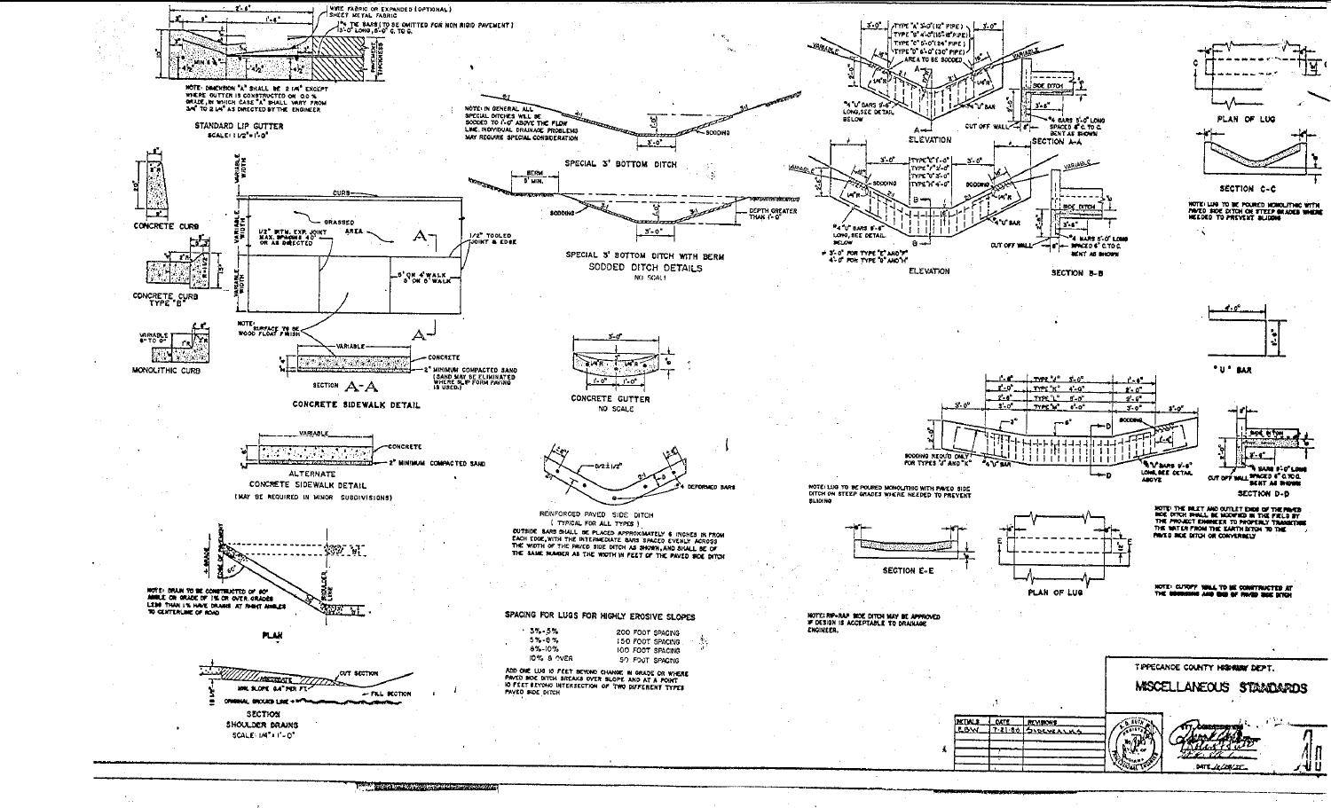## STANDARD LIP GUTTER

SCALE: 1 1/2" = 1'-0"

WIRE FABRIC OR EXPANDED (OPTIONAL) SHEET METAL FABRIC

1/2" TIE BARS (TO BE OMITTED FOR NON RIGID PAVEMENT) 18'-0" LONG, 5'-0" C. TO C.

NOTE: DIMENSION "A" SHALL BE 2 1/4" EXCEPT WHERE GUTTER IS CONSTRUCTED ON 0.0% GRADE, IN WHICH CASE "A" SHALL VARY FROM 3/4" TO 2 1/4" AS DIRECTED BY THE ENGINEER

## CONCRETE CURB

## CONCRETE CURB TYPE "B"

## MONOLITHIC CURB

VARIABLE 6" TO 0"

## CONCRETE SIDEWALK DETAIL

CURB

GRASSED AREA

1/2" BITM. EXP. JOINT MAX. SPACING 40' OR AS DIRECTED

1/2" TOOLED JOINT & EDGE

5' ON 4" WALK, 6' ON 6" WALK

NOTE: SURFACE TO BE WOOD FLOAT FINISH

SECTION A-A

CONCRETE

2" MINIMUM COMPACTED SAND (SAND MAY BE ELIMINATED WHERE SLIP FORM PAVING IS USED)

## ALTERNATE CONCRETE SIDEWALK DETAIL

(MAY BE REQUIRED IN MINOR SUBDIVISIONS)

VARIABLE

CONCRETE

2" MINIMUM COMPACTED SAND

## SHOULDER DRAINS

SCALE: 1/4" = 1'-0"

NOTE: DRAIN TO BE CONSTRUCTED AT 60° ANGLE ON GRADE OF 1% OR OVER. GRADES LESS THAN 1% HAVE DRAINS AT RIGHT ANGLES TO CENTERLINE OF ROAD

PLAN

SECTION

AGGREGATE

MIN. SLOPE 3/4" PER FT.

ORIGINAL GROUND LINE

CUT SECTION

FILL SECTION

## SODDED DITCH DETAILS

NO SCALE

NOTE: IN GENERAL ALL SPECIAL DITCHES WILL BE SODDED TO 1'-0" ABOVE THE FLOW LINE. INDIVIDUAL DRAINAGE PROBLEMS MAY REQUIRE SPECIAL CONSIDERATION

SPECIAL 3' BOTTOM DITCH

SPECIAL 3' BOTTOM DITCH WITH BERM

BERM 5' MIN.

SODDING

DEPTH GREATER THAN 1'-0"

## CONCRETE GUTTER

NO SCALE

## REINFORCED PAVED SIDE DITCH

(TYPICAL FOR ALL TYPES)

#4 DEFORMED BARS

OUTSIDE BARS SHALL BE PLACED APPROXIMATELY 6 INCHES IN FROM EACH EDGE, WITH THE INTERMEDIATE BARS SPACED EVENLY ACROSS THE WIDTH OF THE PAVED SIDE DITCH AS SHOWN, AND SHALL BE OF THE SAME NUMBER AS THE WIDTH IN FEET OF THE PAVED SIDE DITCH

## SPACING FOR LUGS FOR HIGHLY EROSIVE SLOPES

| Grade | Spacing |
|---|---|
| 3%-5% | 200 FOOT SPACING |
| 5%-8% | 150 FOOT SPACING |
| 8%-10% | 100 FOOT SPACING |
| 10% & OVER | 50 FOOT SPACING |

ADD ONE LUG 10 FEET BEYOND CHANGE IN GRADE OR WHERE PAVED SIDE DITCH BREAKS OVER SLOPE AND AT A POINT 10 FEET BEYOND INTERSECTION OF TWO DIFFERENT TYPES PAVED SIDE DITCH

## ELEVATION

TYPE "A" 3'-0" (12" PIPE)
TYPE "B" 4'-0" (15"-18" PIPE)
TYPE "C" 5'-0" (24" PIPE)
TYPE "D" 6'-0" (30" PIPE)

AREA TO BE SODDED

#4 "U" BARS 9'-6" LONG, SEE DETAIL BELOW

#4 "U" BARS 8'-6" LONG, SEE DETAIL BELOW

3'-0" FOR TYPE "C" AND "F"; 4'-0" FOR TYPE "G" AND "H"

TYPE "E" 1'-0", TYPE "F" 2'-0", TYPE "G" 3'-0", TYPE "H" 4'-0"

SODDING

CUT OFF WALL

SIDE DITCH

#4 BARS 5'-0" LONG SPACED 6" C. TO C. BENT AS SHOWN

SECTION A-A

SECTION B-B

| | | |
|---|---|---|
| 1'-6" | TYPE "J" 3'-0" | 1'-6" |
| 2'-0" | TYPE "K" 4'-0" | 2'-0" |
| 2'-6" | TYPE "L" 5'-0" | 2'-6" |
| 3'-0" | TYPE "M" 6'-0" | 3'-0" |

SODDING REQ'D ONLY FOR TYPES "J" AND "K"

#4 "U" BARS 9'-6" LONG, SEE DETAIL ABOVE

NOTE: LUG TO BE POURED MONOLITHIC WITH PAVED SIDE DITCH ON STEEP GRADES WHERE NEEDED TO PREVENT SLIDING

SECTION E-E

PLAN OF LUG

NOTE: RIP-RAP SIDE DITCH MAY BE APPROVED IF DESIGN IS ACCEPTABLE TO DRAINAGE ENGINEER.

PLAN OF LUG

SECTION C-C

NOTE: LUG TO BE POURED MONOLITHIC WITH PAVED SIDE DITCH ON STEEP GRADES WHERE NEEDED TO PREVENT SLIDING

"U" BAR

SECTION D-D

#4 BARS 5'-0" LONG SPACED 6" C. TO C. BENT AS SHOWN

NOTE: THE INLET AND OUTLET ENDS OF THE PAVED SIDE DITCH SHALL BE MODIFIED IN THE FIELD BY THE PROJECT ENGINEER TO PROPERLY TRANSITION THE WATER FROM THE EARTH DITCH TO THE PAVED SIDE DITCH OR CONVERSELY

NOTE: CUTOFF WALL TO BE CONSTRUCTED AT THE BEGINNING AND END OF PAVED SIDE DITCH

## TIPPECANOE COUNTY HIGHWAY DEPT.

## MISCELLANEOUS STANDARDS

| INITIALS | DATE | REVISIONS |
|---|---|---|
| E.B.W. | 7-21-80 | SIDEWALKS |

DATE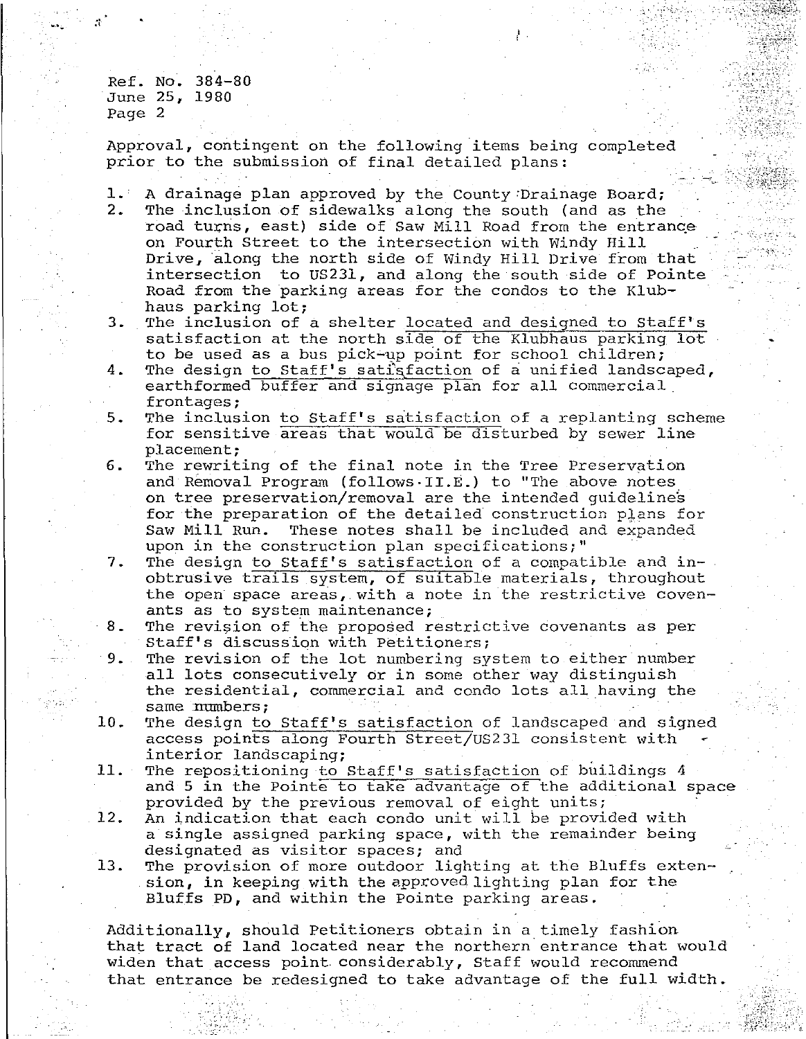Ref. No. 384-80
June 25, 1980
Page 2

Approval, contingent on the following items being completed prior to the submission of final detailed plans:

1. A drainage plan approved by the County Drainage Board;
2. The inclusion of sidewalks along the south (and as the road turns, east) side of Saw Mill Road from the entrance on Fourth Street to the intersection with Windy Hill Drive, along the north side of Windy Hill Drive from that intersection to US231, and along the south side of Pointe Road from the parking areas for the condos to the Klubhaus parking lot;
3. The inclusion of a shelter located and designed to Staff's satisfaction at the north side of the Klubhaus parking lot to be used as a bus pick-up point for school children;
4. The design to Staff's satisfaction of a unified landscaped, earthformed buffer and signage plan for all commercial frontages;
5. The inclusion to Staff's satisfaction of a replanting scheme for sensitive areas that would be disturbed by sewer line placement;
6. The rewriting of the final note in the Tree Preservation and Removal Program (follows II.E.) to "The above notes on tree preservation/removal are the intended guidelines for the preparation of the detailed construction plans for Saw Mill Run. These notes shall be included and expanded upon in the construction plan specifications;"
7. The design to Staff's satisfaction of a compatible and inobtrusive trails system, of suitable materials, throughout the open space areas, with a note in the restrictive covenants as to system maintenance;
8. The revision of the proposed restrictive covenants as per Staff's discussion with Petitioners;
9. The revision of the lot numbering system to either number all lots consecutively or in some other way distinguish the residential, commercial and condo lots all having the same numbers;
10. The design to Staff's satisfaction of landscaped and signed access points along Fourth Street/US231 consistent with interior landscaping;
11. The repositioning to Staff's satisfaction of buildings 4 and 5 in the Pointe to take advantage of the additional space provided by the previous removal of eight units;
12. An indication that each condo unit will be provided with a single assigned parking space, with the remainder being designated as visitor spaces; and
13. The provision of more outdoor lighting at the Bluffs extension, in keeping with the approved lighting plan for the Bluffs PD, and within the Pointe parking areas.

Additionally, should Petitioners obtain in a timely fashion that tract of land located near the northern entrance that would widen that access point considerably, Staff would recommend that entrance be redesigned to take advantage of the full width.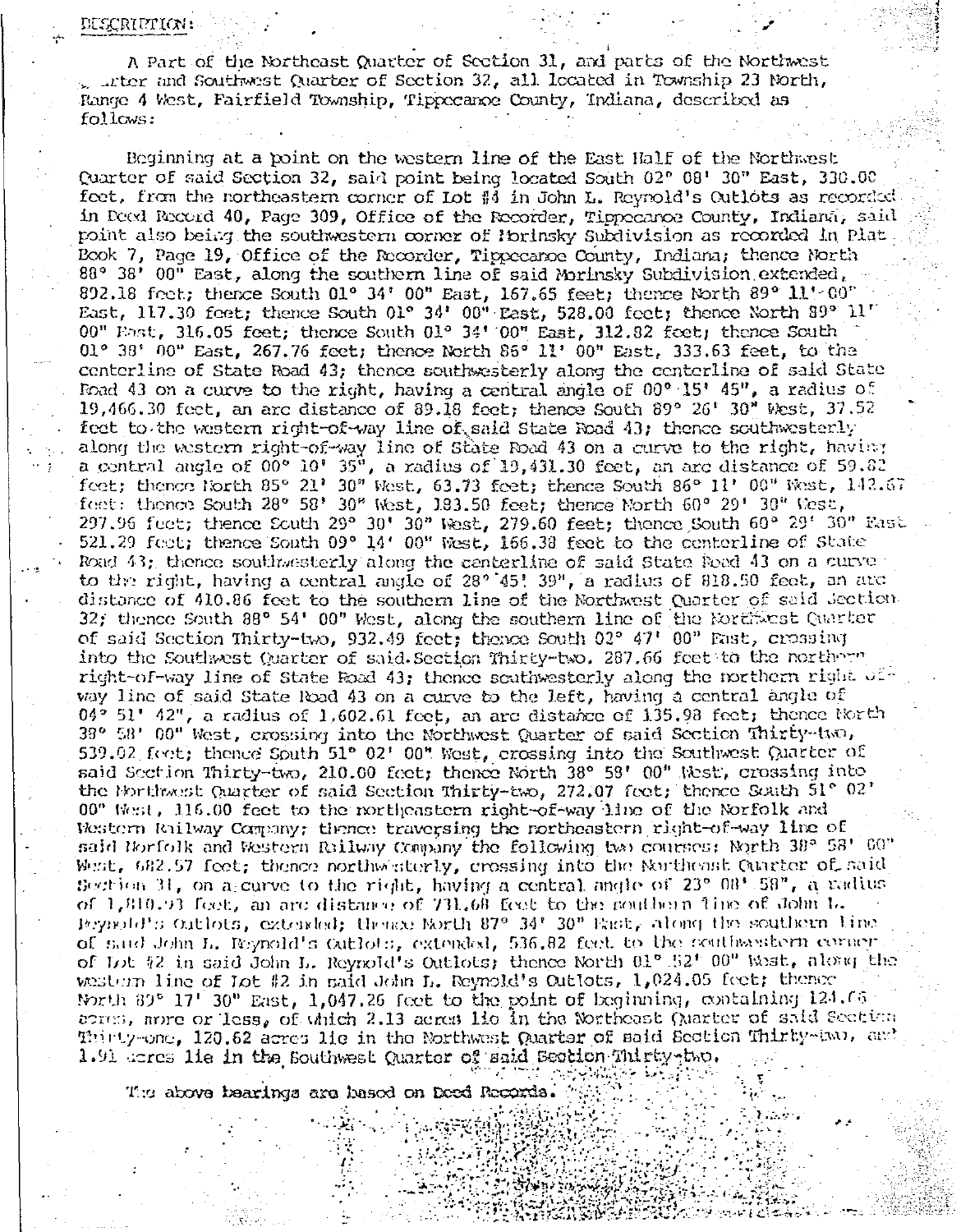DESCRIPTION:

A Part of the Northeast Quarter of Section 31, and parts of the Northwest Quarter and Southwest Quarter of Section 32, all located in Township 23 North, Range 4 West, Fairfield Township, Tippecanoe County, Indiana, described as follows:

Beginning at a point on the western line of the East Half of the Northwest Quarter of said Section 32, said point being located South 02° 08' 30" East, 330.00 feet, from the northeastern corner of Lot #4 in John L. Reynold's Outlots as recorded in Deed Record 40, Page 309, Office of the Recorder, Tippecanoe County, Indiana, said point also being the southwestern corner of Morinsky Subdivision as recorded in Plat Book 7, Page 19, Office of the Recorder, Tippecanoe County, Indiana; thence North 88° 38' 00" East, along the southern line of said Morinsky Subdivision extended, 892.18 feet; thence South 01° 34' 00" East, 167.65 feet; thence North 89° 11' 00" East, 117.30 feet; thence South 01° 34' 00" East, 528.00 feet; thence North 89° 11' 00" East, 316.05 feet; thence South 01° 34' 00" East, 312.82 feet; thence South 01° 38' 00" East, 267.76 feet; thence North 86° 11' 00" East, 333.63 feet, to the centerline of State Road 43; thence southwesterly along the centerline of said State Road 43 on a curve to the right, having a central angle of 00° 15' 45", a radius of 19,466.30 feet, an arc distance of 89.18 feet; thence South 89° 26' 30" West, 37.52 feet to the western right-of-way line of said State Road 43; thence southwesterly along the western right-of-way line of State Road 43 on a curve to the right, having a central angle of 00° 10' 35", a radius of 19,431.30 feet, an arc distance of 59.82 feet; thence North 85° 21' 30" West, 63.73 feet; thence South 86° 11' 00" West, 142.67 feet; thence South 28° 58' 30" West, 183.50 feet; thence North 60° 29' 30" West, 297.96 feet; thence South 29° 30' 30" West, 279.60 feet; thence South 60° 29' 30" East 521.29 feet; thence South 09° 14' 00" West, 166.38 feet to the centerline of State Road 43; thence southwesterly along the centerline of said State Road 43 on a curve to the right, having a central angle of 28° 45' 39", a radius of 818.50 feet, an arc distance of 410.86 feet to the southern line of the Northwest Quarter of said Section 32; thence South 88° 54' 00" West, along the southern line of the Northwest Quarter of said Section Thirty-two, 932.49 feet; thence South 02° 47' 00" East, crossing into the Southwest Quarter of said Section Thirty-two, 287.66 feet to the northern right-of-way line of State Road 43; thence southwesterly along the northern right-of-way line of said State Road 43 on a curve to the left, having a central angle of 04° 51' 42", a radius of 1,602.61 feet, an arc distance of 135.98 feet; thence North 38° 58' 00" West, crossing into the Northwest Quarter of said Section Thirty-two, 539.02 feet; thence South 51° 02' 00" West, crossing into the Southwest Quarter of said Section Thirty-two, 210.00 feet; thence North 38° 58' 00" West, crossing into the Northwest Quarter of said Section Thirty-two, 272.07 feet; thence South 51° 02' 00" West, 116.00 feet to the northeastern right-of-way line of the Norfolk and Western Railway Company; thence traversing the northeastern right-of-way line of said Norfolk and Western Railway Company the following two courses: North 38° 58' 00" West, 682.57 feet; thence northwesterly, crossing into the Northeast Quarter of said Section 31, on a curve to the right, having a central angle of 23° 08' 58", a radius of 1,810.93 feet, an arc distance of 731.68 feet to the southern line of John L. Reynold's Outlots, extended; thence North 87° 34' 30" East, along the southern line of said John L. Reynold's Outlots, extended, 536.82 feet to the southwestern corner of Lot #2 in said John L. Reynold's Outlots; thence North 01° 52' 00" West, along the western line of Lot #2 in said John L. Reynold's Outlots, 1,024.05 feet; thence North 89° 17' 30" East, 1,047.26 feet to the point of beginning, containing 124.66 acres, more or less, of which 2.13 acres lie in the Northeast Quarter of said Section Thirty-one, 120.62 acres lie in the Northwest Quarter of said Section Thirty-two, and 1.91 acres lie in the Southwest Quarter of said Section Thirty-two.

The above bearings are based on Deed Records.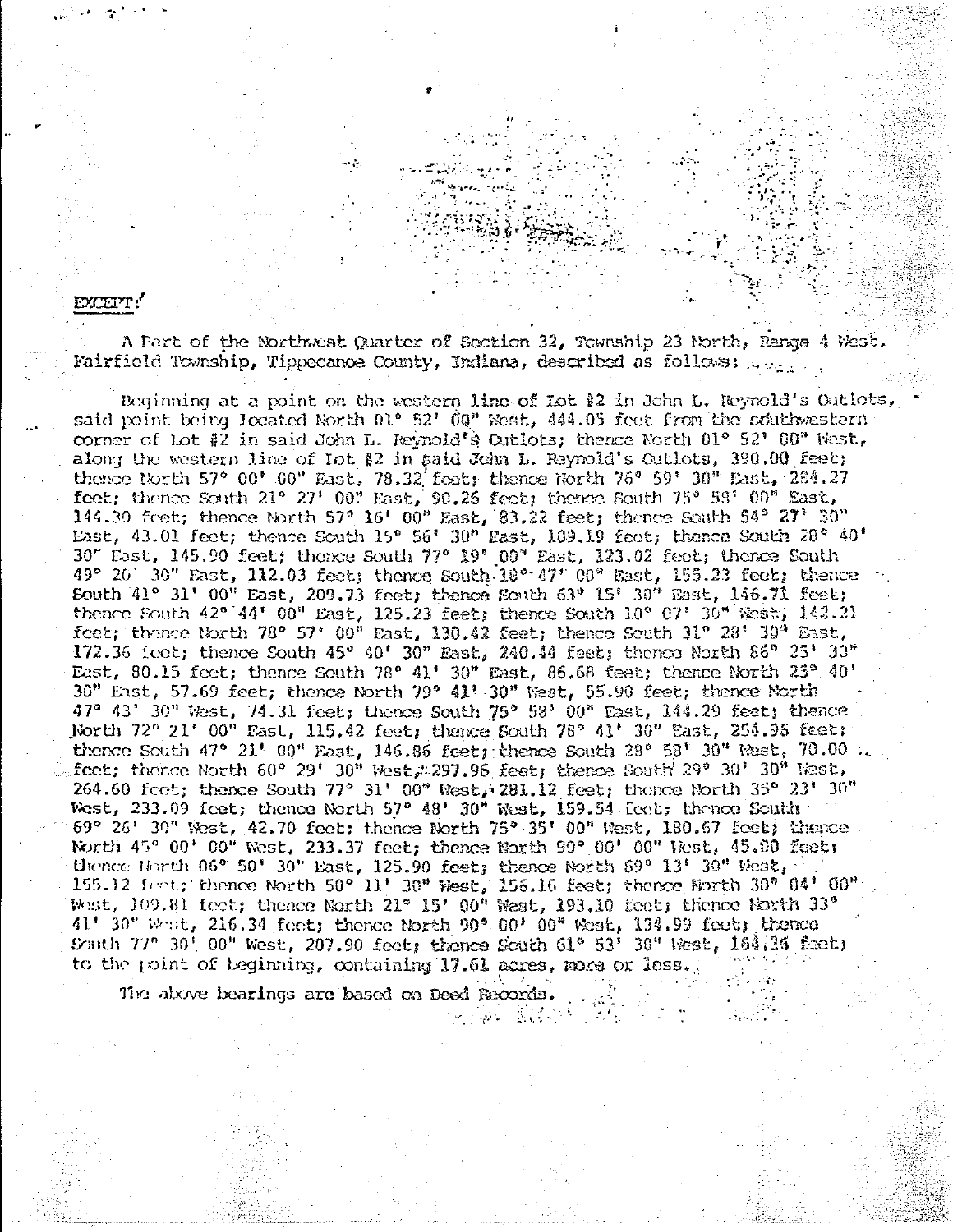EXCEPT:

A Part of the Northwest Quarter of Section 32, Township 23 North, Range 4 West, Fairfield Township, Tippecanoe County, Indiana, described as follows:

Beginning at a point on the western line of Lot #2 in John L. Reynold's Outlots, said point being located North 01° 52' 00" West, 444.05 feet from the southwestern corner of Lot #2 in said John L. Reynold's Outlots; thence North 01° 52' 00" West, along the western line of Lot #2 in said John L. Reynold's Outlots, 390.00 feet; thence North 57° 00' 00" East, 78.32 feet; thence North 76° 59' 30" East, 284.27 feet; thence South 21° 27' 00" East, 90.26 feet; thence South 75° 58' 00" East, 144.30 feet; thence North 57° 16' 00" East, 83.22 feet; thence South 54° 27' 30" East, 43.01 feet; thence South 15° 56' 30" East, 109.19 feet; thence South 28° 40' 30" East, 145.90 feet; thence South 77° 19' 00" East, 123.02 feet; thence South 49° 20' 30" East, 112.03 feet; thence South 18° 47' 00" East, 155.23 feet; thence South 41° 31' 00" East, 209.73 feet; thence South 63° 15' 30" East, 146.71 feet; thence South 42° 44' 00" East, 125.23 feet; thence South 10° 07' 30" West, 142.21 feet; thence North 78° 57' 00" East, 130.42 feet; thence South 31° 28' 30" East, 172.36 feet; thence South 45° 40' 30" East, 240.44 feet; thence North 86° 25' 30" East, 80.15 feet; thence South 78° 41' 30" East, 86.68 feet; thence North 25° 40' 30" East, 57.69 feet; thence North 79° 41' 30" West, 55.90 feet; thence North 47° 43' 30" West, 74.31 feet; thence South 75° 58' 00" East, 144.29 feet; thence North 72° 21' 00" East, 115.42 feet; thence South 78° 41' 30" East, 254.95 feet; thence South 47° 21' 00" East, 146.86 feet; thence South 28° 58' 30" West, 70.00 feet; thence North 60° 29' 30" West, 297.96 feet; thence South 29° 30' 30" West, 264.60 feet; thence South 77° 31' 00" West, 281.12 feet; thence North 35° 23' 30" West, 233.09 feet; thence North 57° 48' 30" West, 159.54 feet; thence South 69° 26' 30" West, 42.70 feet; thence North 75° 35' 00" West, 180.67 feet; thence North 45° 00' 00" West, 233.37 feet; thence North 90° 00' 00" West, 45.00 feet; thence North 06° 50' 30" East, 125.90 feet; thence North 69° 13' 30" West, 155.12 feet; thence North 50° 11' 30" West, 156.16 feet; thence North 30° 04' 00" West, 109.81 feet; thence North 21° 15' 00" West, 193.10 feet; thence North 33° 41' 30" West, 216.34 feet; thence North 90° 00' 00" West, 134.99 feet; thence South 77° 30' 00" West, 207.90 feet; thence South 61° 53' 30" West, 164.36 feet; to the point of beginning, containing 17.61 acres, more or less.

The above bearings are based on Deed Records.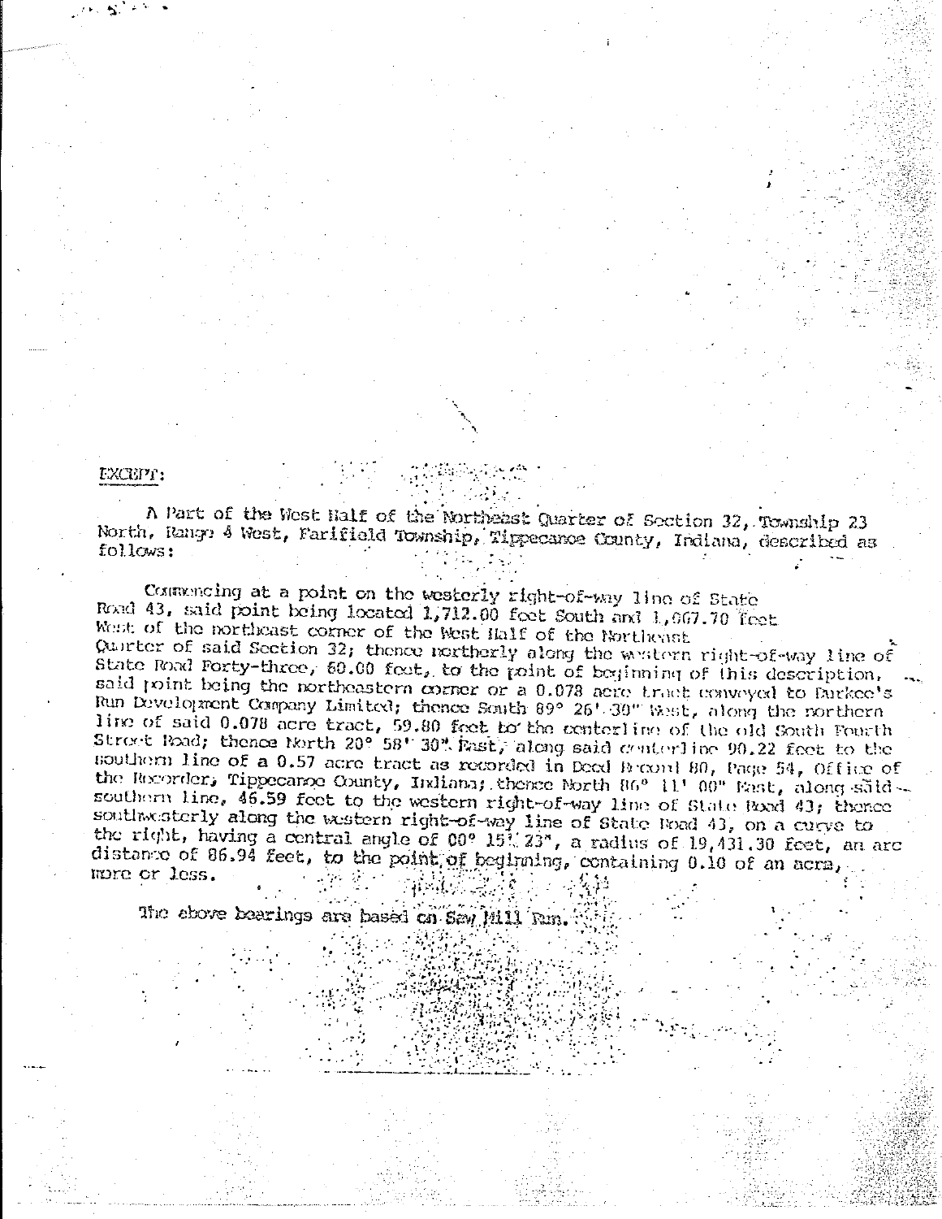EXCEPT:

A Part of the West Half of the Northeast Quarter of Section 32, Township 23 North, Range 4 West, Farifield Township, Tippecanoe County, Indiana, described as follows:

Commencing at a point on the westerly right-of-way line of State Road 43, said point being located 1,712.00 feet South and 1,067.70 feet West of the northeast corner of the West Half of the Northeast Quarter of said Section 32; thence northerly along the western right-of-way line of State Road Forty-three, 60.00 feet, to the point of beginning of this description, said point being the northeastern corner or a 0.078 acre tract conveyed to Burkee's Run Development Company Limited; thence South 89° 26' 30" West, along the northern line of said 0.078 acre tract, 59.80 feet to the centerline of the old South Fourth Street Road; thence North 20° 58' 30" East, along said centerline 90.22 feet to the southern line of a 0.57 acre tract as recorded in Deed Record 80, Page 54, Office of the Recorder, Tippecanoe County, Indiana; thence North 86° 11' 00" East, along said southern line, 46.59 feet to the western right-of-way line of State Road 43; thence southwesterly along the western right-of-way line of State Road 43, on a curve to the right, having a central angle of 00° 15' 23", a radius of 19,431.30 feet, an arc distance of 86.94 feet, to the point of beginning, containing 0.10 of an acre, more or less.

The above bearings are based on Saw Mill Run.